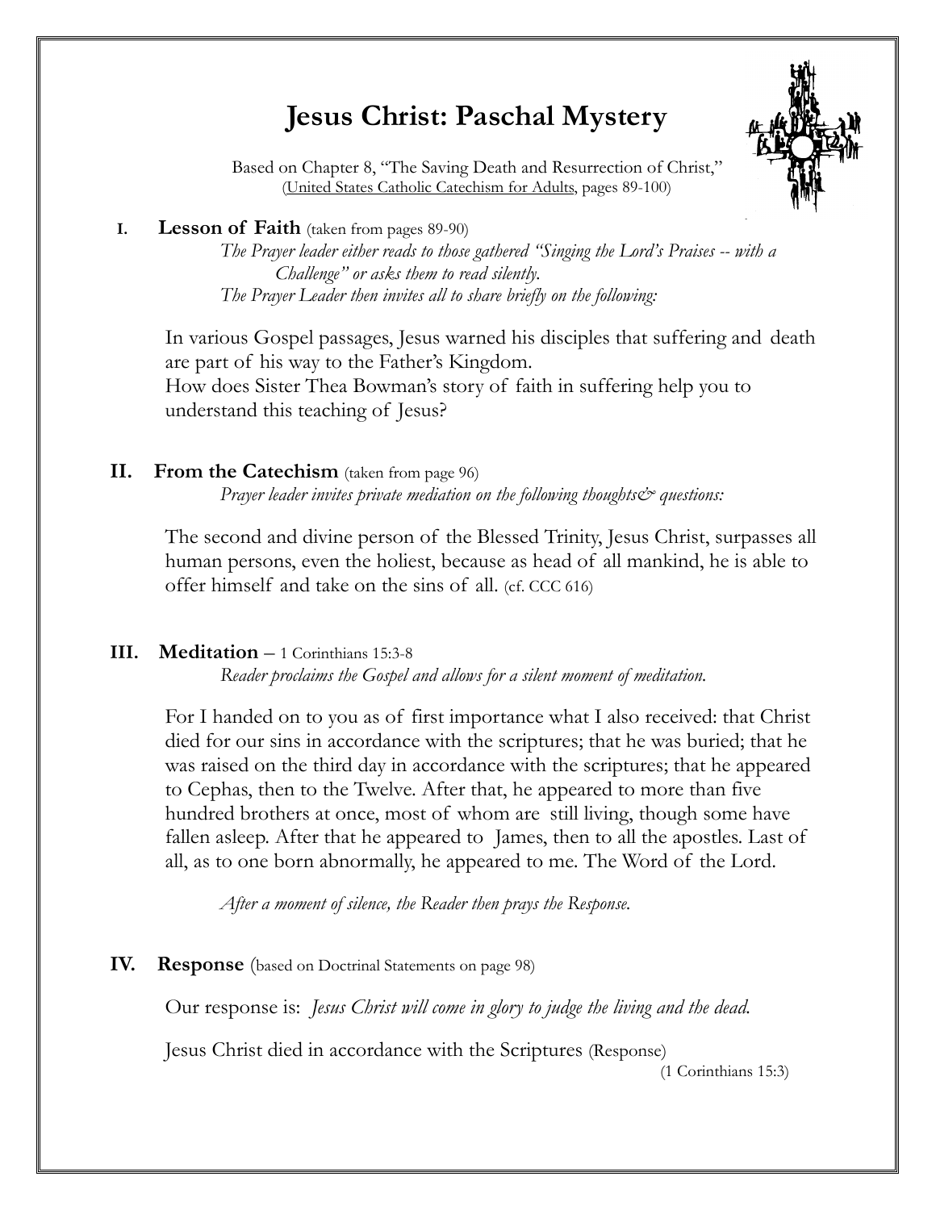# Jesus Christ: Paschal Mystery

Based on Chapter 8, "The Saving Death and Resurrection of Christ,"
(United States Catholic Catechism for Adults, pages 89-100)

## I. Lesson of Faith (taken from pages 89-90)

*The Prayer leader either reads to those gathered "Singing the Lord's Praises -- with a Challenge" or asks them to read silently.*
*The Prayer Leader then invites all to share briefly on the following:*

In various Gospel passages, Jesus warned his disciples that suffering and death are part of his way to the Father's Kingdom.
How does Sister Thea Bowman's story of faith in suffering help you to understand this teaching of Jesus?

## II. From the Catechism (taken from page 96)

*Prayer leader invites private mediation on the following thoughts& questions:*

The second and divine person of the Blessed Trinity, Jesus Christ, surpasses all human persons, even the holiest, because as head of all mankind, he is able to offer himself and take on the sins of all. (cf. CCC 616)

## III. Meditation – 1 Corinthians 15:3-8

*Reader proclaims the Gospel and allows for a silent moment of meditation.*

For I handed on to you as of first importance what I also received: that Christ died for our sins in accordance with the scriptures; that he was buried; that he was raised on the third day in accordance with the scriptures; that he appeared to Cephas, then to the Twelve. After that, he appeared to more than five hundred brothers at once, most of whom are still living, though some have fallen asleep. After that he appeared to James, then to all the apostles. Last of all, as to one born abnormally, he appeared to me. The Word of the Lord.

*After a moment of silence, the Reader then prays the Response.*

## IV. Response (based on Doctrinal Statements on page 98)

Our response is: *Jesus Christ will come in glory to judge the living and the dead.*

Jesus Christ died in accordance with the Scriptures (Response)
(1 Corinthians 15:3)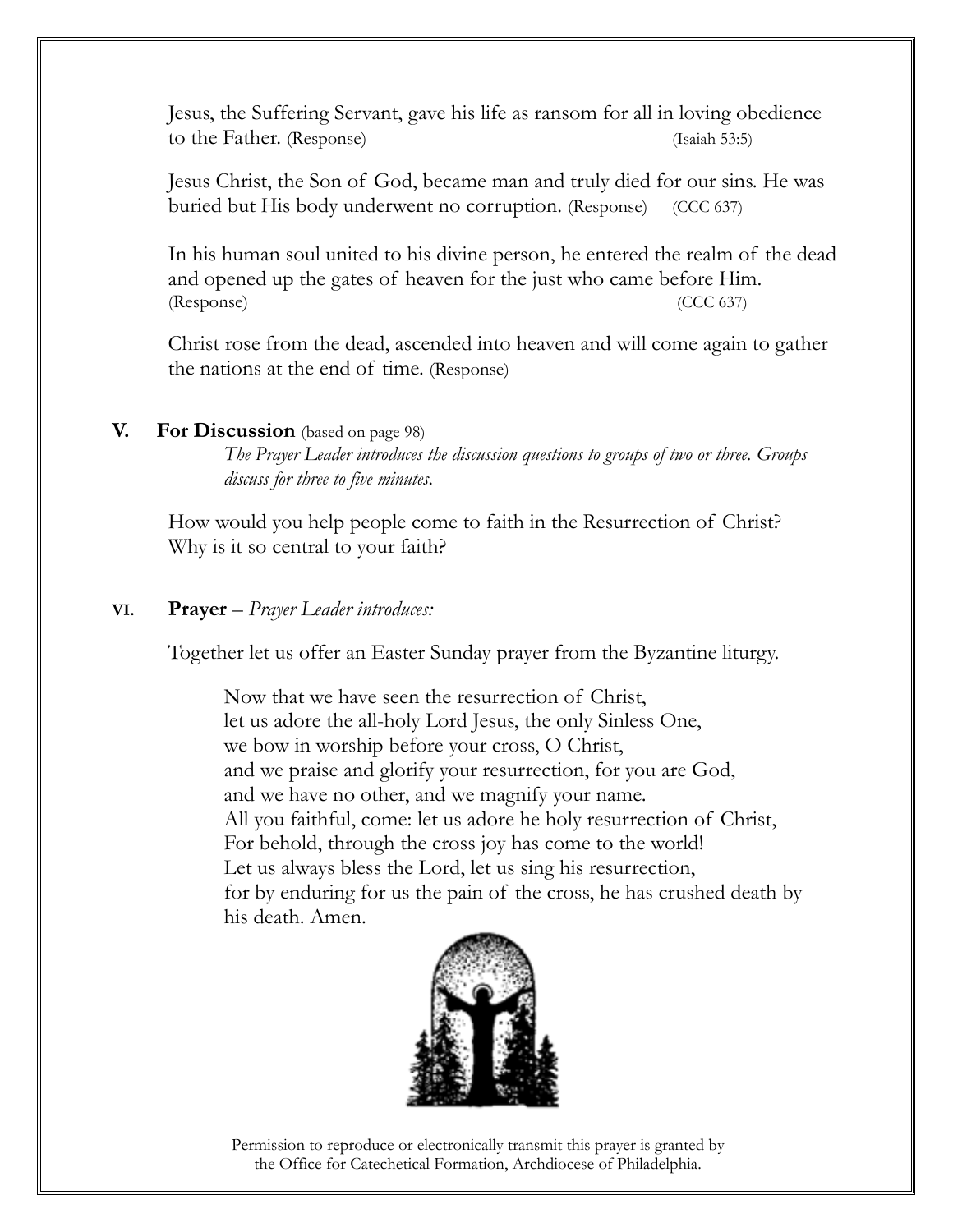Jesus, the Suffering Servant, gave his life as ransom for all in loving obedience to the Father. (Response) (Isaiah 53:5)

Jesus Christ, the Son of God, became man and truly died for our sins. He was buried but His body underwent no corruption. (Response) (CCC 637)

In his human soul united to his divine person, he entered the realm of the dead and opened up the gates of heaven for the just who came before Him. (Response) (CCC 637)

Christ rose from the dead, ascended into heaven and will come again to gather the nations at the end of time. (Response)

## V. For Discussion (based on page 98)

*The Prayer Leader introduces the discussion questions to groups of two or three. Groups discuss for three to five minutes.*

How would you help people come to faith in the Resurrection of Christ? Why is it so central to your faith?

## VI. Prayer – *Prayer Leader introduces:*

Together let us offer an Easter Sunday prayer from the Byzantine liturgy.

Now that we have seen the resurrection of Christ,
let us adore the all-holy Lord Jesus, the only Sinless One,
we bow in worship before your cross, O Christ,
and we praise and glorify your resurrection, for you are God,
and we have no other, and we magnify your name.
All you faithful, come: let us adore he holy resurrection of Christ,
For behold, through the cross joy has come to the world!
Let us always bless the Lord, let us sing his resurrection,
for by enduring for us the pain of the cross, he has crushed death by his death. Amen.

Permission to reproduce or electronically transmit this prayer is granted by the Office for Catechetical Formation, Archdiocese of Philadelphia.